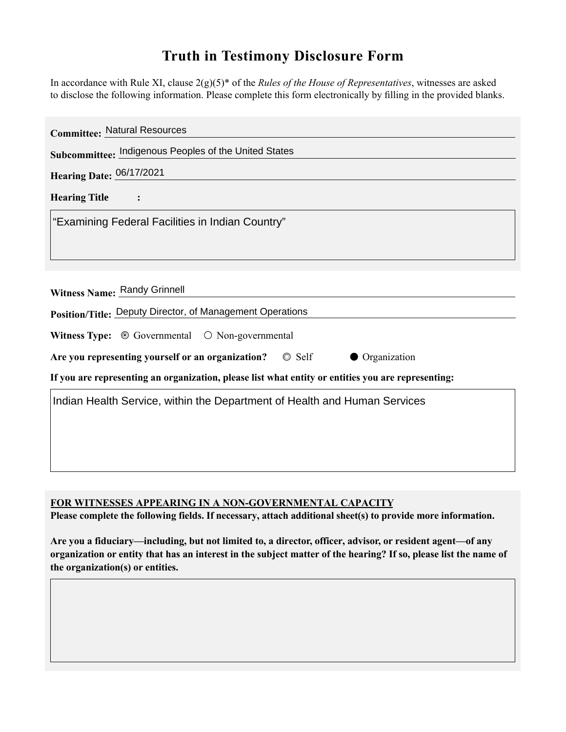# Truth in Testimony Disclosure Form

In accordance with Rule XI, clause 2(g)(5)* of the *Rules of the House of Representatives*, witnesses are asked to disclose the following information. Please complete this form electronically by filling in the provided blanks.

**Committee:** Natural Resources

**Subcommittee:** Indigenous Peoples of the United States

**Hearing Date:** 06/17/2021

**Hearing Title:**

"Examining Federal Facilities in Indian Country"

**Witness Name:** Randy Grinnell

**Position/Title:** Deputy Director, of Management Operations

**Witness Type:** ◉ Governmental ○ Non-governmental

**Are you representing yourself or an organization?** ○ Self ● Organization

**If you are representing an organization, please list what entity or entities you are representing:**

Indian Health Service, within the Department of Health and Human Services

**FOR WITNESSES APPEARING IN A NON-GOVERNMENTAL CAPACITY**

**Please complete the following fields. If necessary, attach additional sheet(s) to provide more information.**

**Are you a fiduciary—including, but not limited to, a director, officer, advisor, or resident agent—of any organization or entity that has an interest in the subject matter of the hearing? If so, please list the name of the organization(s) or entities.**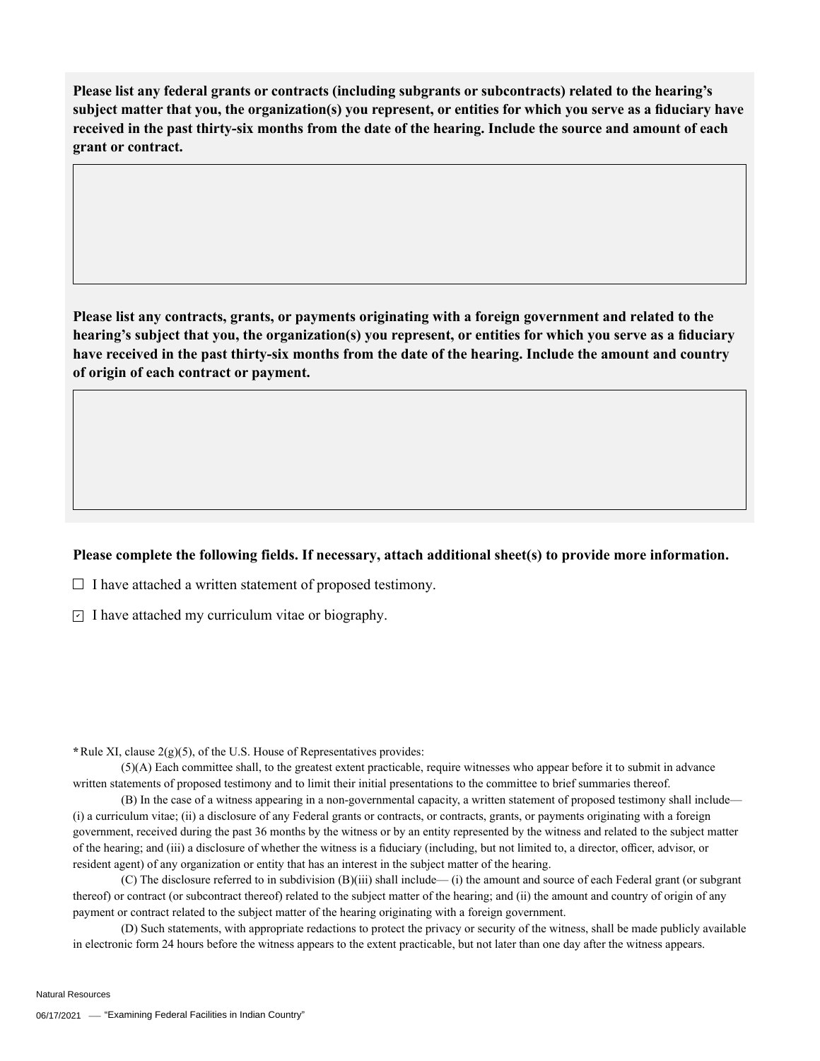**Please list any federal grants or contracts (including subgrants or subcontracts) related to the hearing's subject matter that you, the organization(s) you represent, or entities for which you serve as a fiduciary have received in the past thirty-six months from the date of the hearing. Include the source and amount of each grant or contract.**

**Please list any contracts, grants, or payments originating with a foreign government and related to the hearing's subject that you, the organization(s) you represent, or entities for which you serve as a fiduciary have received in the past thirty-six months from the date of the hearing. Include the amount and country of origin of each contract or payment.**

**Please complete the following fields. If necessary, attach additional sheet(s) to provide more information.**

- [ ] I have attached a written statement of proposed testimony.
- [x] I have attached my curriculum vitae or biography.

**\*** Rule XI, clause 2(g)(5), of the U.S. House of Representatives provides:

(5)(A) Each committee shall, to the greatest extent practicable, require witnesses who appear before it to submit in advance written statements of proposed testimony and to limit their initial presentations to the committee to brief summaries thereof.

(B) In the case of a witness appearing in a non-governmental capacity, a written statement of proposed testimony shall include— (i) a curriculum vitae; (ii) a disclosure of any Federal grants or contracts, or contracts, grants, or payments originating with a foreign government, received during the past 36 months by the witness or by an entity represented by the witness and related to the subject matter of the hearing; and (iii) a disclosure of whether the witness is a fiduciary (including, but not limited to, a director, officer, advisor, or resident agent) of any organization or entity that has an interest in the subject matter of the hearing.

(C) The disclosure referred to in subdivision (B)(iii) shall include— (i) the amount and source of each Federal grant (or subgrant thereof) or contract (or subcontract thereof) related to the subject matter of the hearing; and (ii) the amount and country of origin of any payment or contract related to the subject matter of the hearing originating with a foreign government.

(D) Such statements, with appropriate redactions to protect the privacy or security of the witness, shall be made publicly available in electronic form 24 hours before the witness appears to the extent practicable, but not later than one day after the witness appears.